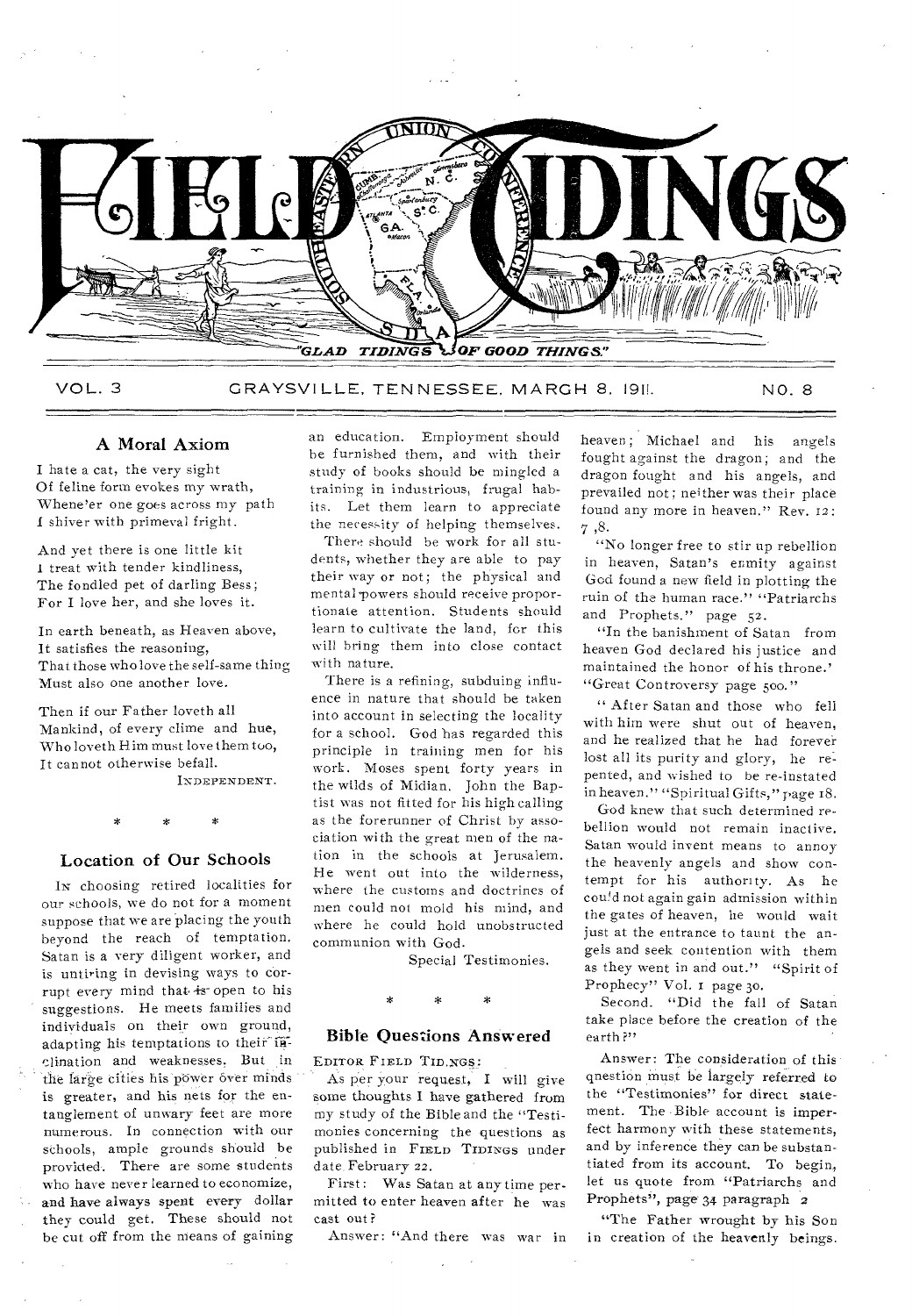# FIELD TIDINGS

"GLAD TIDINGS OF GOOD THINGS."

VOL. 3 GRAYSVILLE, TENNESSEE, MARCH 8, 1911. NO. 8

## A Moral Axiom

I hate a cat, the very sight
Of feline form evokes my wrath,
Whene'er one goes across my path
I shiver with primeval fright.

And yet there is one little kit
I treat with tender kindliness,
The fondled pet of darling Bess;
For I love her, and she loves it.

In earth beneath, as Heaven above,
It satisfies the reasoning,
That those who love the self-same thing
Must also one another love.

Then if our Father loveth all
Mankind, of every clime and hue,
Who loveth Him must love them too,
It cannot otherwise befall.

INDEPENDENT.

\* \* \*

## Location of Our Schools

IN choosing retired localities for our schools, we do not for a moment suppose that we are placing the youth beyond the reach of temptation. Satan is a very diligent worker, and is untiring in devising ways to corrupt every mind that is open to his suggestions. He meets families and individuals on their own ground, adapting his temptations to their inclination and weaknesses. But in the large cities his power over minds is greater, and his nets for the entanglement of unwary feet are more numerous. In connection with our schools, ample grounds should be provided. There are some students who have never learned to economize, and have always spent every dollar they could get. These should not be cut off from the means of gaining an education. Employment should be furnished them, and with their study of books should be mingled a training in industrious, frugal habits. Let them learn to appreciate the necessity of helping themselves.

There should be work for all students, whether they are able to pay their way or not; the physical and mental powers should receive proportionate attention. Students should learn to cultivate the land, for this will bring them into close contact with nature.

There is a refining, subduing influence in nature that should be taken into account in selecting the locality for a school. God has regarded this principle in training men for his work. Moses spent forty years in the wilds of Midian. John the Baptist was not fitted for his high calling as the forerunner of Christ by association with the great men of the nation in the schools at Jerusalem. He went out into the wilderness, where the customs and doctrines of men could not mold his mind, and where he could hold unobstructed communion with God.

Special Testimonies.

\* \* \*

## Bible Questions Answered

EDITOR FIELD TIDINGS:

As per your request, I will give some thoughts I have gathered from my study of the Bible and the "Testimonies concerning the questions as published in FIELD TIDINGS under date February 22.

First: Was Satan at any time permitted to enter heaven after he was cast out?

Answer: "And there was war in heaven; Michael and his angels fought against the dragon; and the dragon fought and his angels, and prevailed not; neither was their place found any more in heaven." Rev. 12: 7 ,8.

"No longer free to stir up rebellion in heaven, Satan's enmity against God found a new field in plotting the ruin of the human race." "Patriarchs and Prophets," page 52.

"In the banishment of Satan from heaven God declared his justice and maintained the honor of his throne.' "Great Controversy page 500."

"After Satan and those who fell with him were shut out of heaven, and he realized that he had forever lost all its purity and glory, he repented, and wished to be re-instated in heaven." "Spiritual Gifts," page 18.

God knew that such determined rebellion would not remain inactive. Satan would invent means to annoy the heavenly angels and show contempt for his authority. As he could not again gain admission within the gates of heaven, he would wait just at the entrance to taunt the angels and seek contention with them as they went in and out." "Spirit of Prophecy" Vol. 1 page 30.

Second. "Did the fall of Satan take place before the creation of the earth?"

Answer: The consideration of this question must be largely referred to the "Testimonies" for direct statement. The Bible account is imperfect harmony with these statements, and by inference they can be substantiated from its account. To begin, let us quote from "Patriarchs and Prophets", page 34 paragraph 2

"The Father wrought by his Son in creation of the heavenly beings.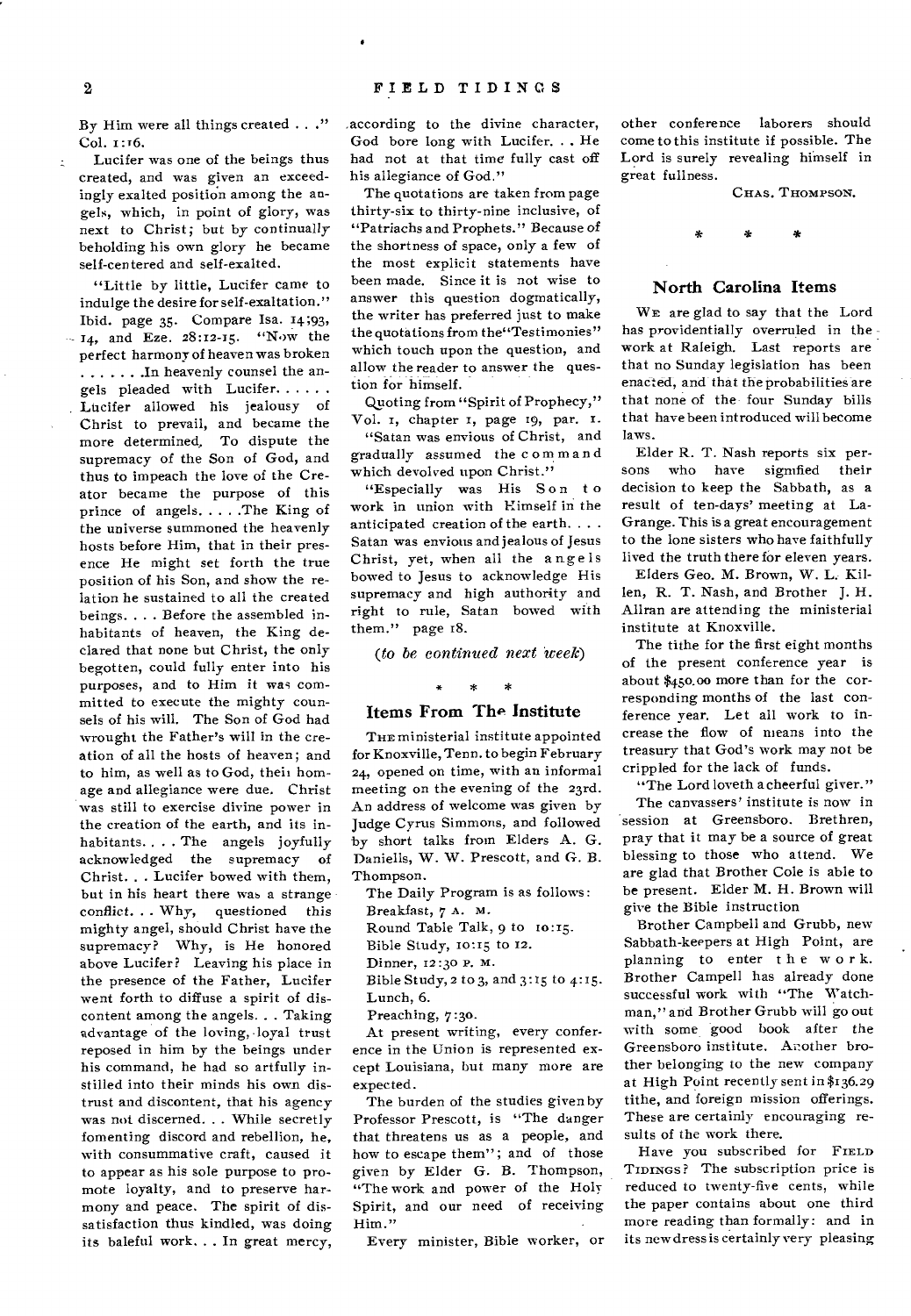By Him were all things created . . ." Col. 1:16.

Lucifer was one of the beings thus created, and was given an exceedingly exalted position among the angels, which, in point of glory, was next to Christ; but by continually beholding his own glory he became self-centered and self-exalted.

"Little by little, Lucifer came to indulge the desire for self-exaltation." Ibid. page 35. Compare Isa. 14;93, 14, and Eze. 28:12-15. "Now the perfect harmony of heaven was broken . . . . . .In heavenly counsel the angels pleaded with Lucifer. . . . . . Lucifer allowed his jealousy of Christ to prevail, and became the more determined. To dispute the supremacy of the Son of God, and thus to impeach the love of the Creator became the purpose of this prince of angels. . . . .The King of the universe summoned the heavenly hosts before Him, that in their presence He might set forth the true position of his Son, and show the relation he sustained to all the created beings. . . . Before the assembled inhabitants of heaven, the King declared that none but Christ, the only begotten, could fully enter into his purposes, and to Him it was committed to execute the mighty counsels of his will. The Son of God had wrought the Father's will in the creation of all the hosts of heaven; and to him, as well as to God, their homage and allegiance were due. Christ was still to exercise divine power in the creation of the earth, and its inhabitants. . . . The angels joyfully acknowledged the supremacy of Christ. . . Lucifer bowed with them, but in his heart there was a strange conflict. . . Why, questioned this mighty angel, should Christ have the supremacy? Why, is He honored above Lucifer? Leaving his place in the presence of the Father, Lucifer went forth to diffuse a spirit of discontent among the angels. . . Taking advantage of the loving, loyal trust reposed in him by the beings under his command, he had so artfully instilled into their minds his own distrust and discontent, that his agency was not discerned. . . While secretly fomenting discord and rebellion, he, with consummative craft, caused it to appear as his sole purpose to promote loyalty, and to preserve harmony and peace. The spirit of dissatisfaction thus kindled, was doing its baleful work. . . In great mercy, according to the divine character, God bore long with Lucifer. . . He had not at that time fully cast off his allegiance of God."

The quotations are taken from page thirty-six to thirty-nine inclusive, of "Patriachs and Prophets." Because of the shortness of space, only a few of the most explicit statements have been made. Since it is not wise to answer this question dogmatically, the writer has preferred just to make the quotations from the "Testimonies" which touch upon the question, and allow the reader to answer the question for himself.

Quoting from "Spirit of Prophecy," Vol. 1, chapter 1, page 19, par. 1.

"Satan was envious of Christ, and gradually assumed the command which devolved upon Christ."

"Especially was His Son to work in union with Himself in the anticipated creation of the earth. . . . Satan was envious and jealous of Jesus Christ, yet, when all the angels bowed to Jesus to acknowledge His supremacy and high authority and right to rule, Satan bowed with them." page 18.

*(to be continued next week)*

\* \* \*

## Items From The Institute

THE ministerial institute appointed for Knoxville, Tenn. to begin February 24, opened on time, with an informal meeting on the evening of the 23rd. An address of welcome was given by Judge Cyrus Simmons, and followed by short talks from Elders A. G. Daniells, W. W. Prescott, and G. B. Thompson.

The Daily Program is as follows:
Breakfast, 7 A. M.
Round Table Talk, 9 to 10:15.
Bible Study, 10:15 to 12.
Dinner, 12:30 P. M.
Bible Study, 2 to 3, and 3:15 to 4:15.
Lunch, 6.
Preaching, 7:30.

At present writing, every conference in the Union is represented except Louisiana, but many more are expected.

The burden of the studies given by Professor Prescott, is "The danger that threatens us as a people, and how to escape them"; and of those given by Elder G. B. Thompson, "The work and power of the Holy Spirit, and our need of receiving Him."

Every minister, Bible worker, or other conference laborers should come to this institute if possible. The Lord is surely revealing himself in great fullness.

CHAS. THOMPSON.

\* \* \*

## North Carolina Items

WE are glad to say that the Lord has providentially overruled in the work at Raleigh. Last reports are that no Sunday legislation has been enacted, and that the probabilities are that none of the four Sunday bills that have been introduced will become laws.

Elder R. T. Nash reports six persons who have signified their decision to keep the Sabbath, as a result of ten-days' meeting at LaGrange. This is a great encouragement to the lone sisters who have faithfully lived the truth there for eleven years.

Elders Geo. M. Brown, W. L. Killen, R. T. Nash, and Brother J. H. Allran are attending the ministerial institute at Knoxville.

The tithe for the first eight months of the present conference year is about $450.00 more than for the corresponding months of the last conference year. Let all work to increase the flow of means into the treasury that God's work may not be crippled for the lack of funds.

"The Lord loveth a cheerful giver."

The canvassers' institute is now in session at Greensboro. Brethren, pray that it may be a source of great blessing to those who attend. We are glad that Brother Cole is able to be present. Elder M. H. Brown will give the Bible instruction

Brother Campbell and Grubb, new Sabbath-keepers at High Point, are planning to enter the work. Brother Campell has already done successful work with "The Watchman," and Brother Grubb will go out with some good book after the Greensboro institute. Another brother belonging to the new company at High Point recently sent in $136.29 tithe, and foreign mission offerings. These are certainly encouraging results of the work there.

Have you subscribed for FIELD TIDINGS? The subscription price is reduced to twenty-five cents, while the paper contains about one third more reading than formally: and in its new dress is certainly very pleasing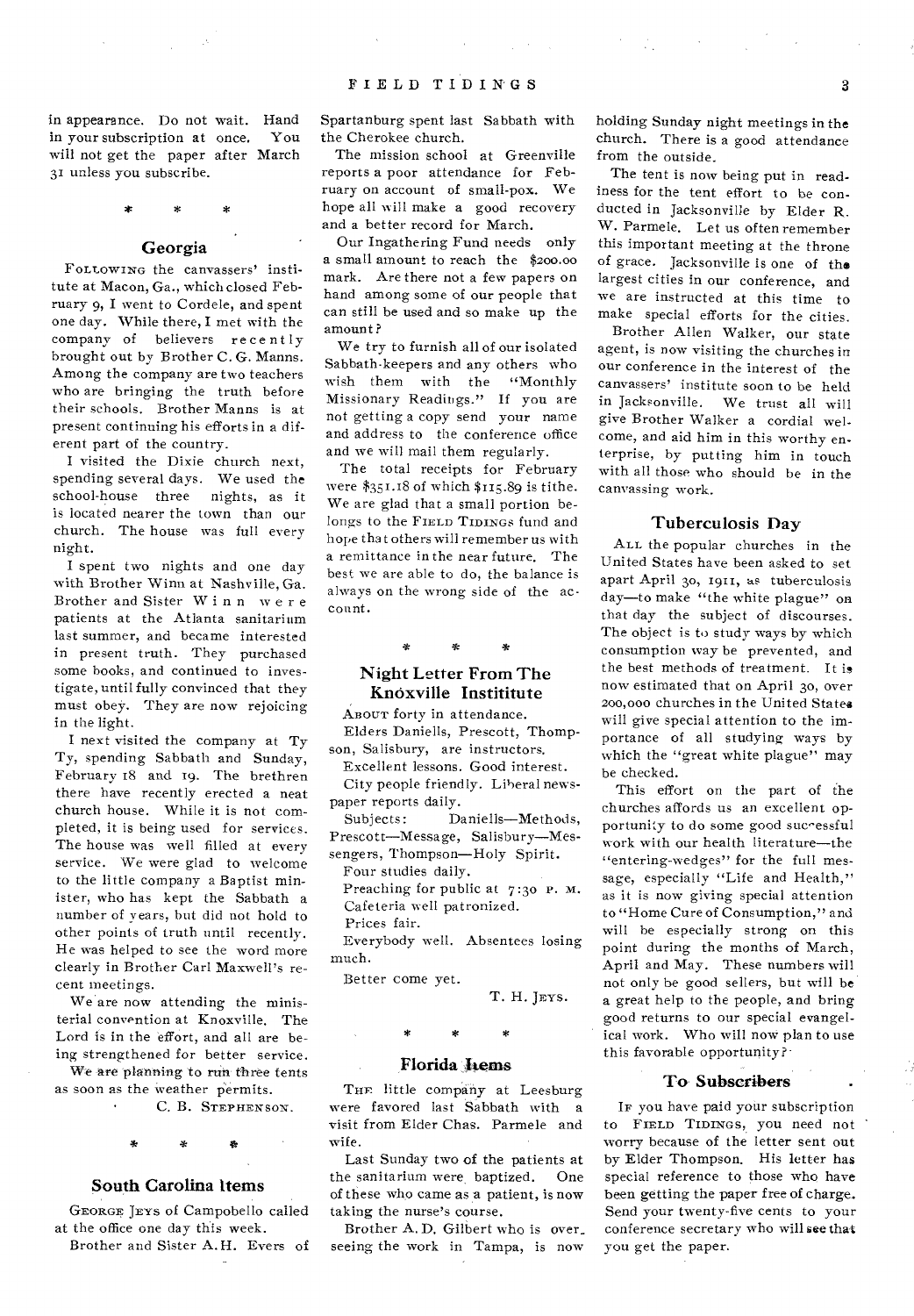in appearance. Do not wait. Hand in your subscription at once. You will not get the paper after March 31 unless you subscribe.

\* \* \*

## Georgia

FOLLOWING the canvassers' institute at Macon, Ga., which closed February 9, I went to Cordele, and spent one day. While there, I met with the company of believers recently brought out by Brother C. G. Manns. Among the company are two teachers who are bringing the truth before their schools. Brother Manns is at present continuing his efforts in a different part of the country.

I visited the Dixie church next, spending several days. We used the school-house three nights, as it is located nearer the town than our church. The house was full every night.

I spent two nights and one day with Brother Winn at Nashville, Ga. Brother and Sister Winn were patients at the Atlanta sanitarium last summer, and became interested in present truth. They purchased some books, and continued to investigate, until fully convinced that they must obey. They are now rejoicing in the light.

I next visited the company at Ty Ty, spending Sabbath and Sunday, February 18 and 19. The brethren there have recently erected a neat church house. While it is not completed, it is being used for services. The house was well filled at every service. We were glad to welcome to the little company a Baptist minister, who has kept the Sabbath a number of years, but did not hold to other points of truth until recently. He was helped to see the word more clearly in Brother Carl Maxwell's recent meetings.

We are now attending the ministerial convention at Knoxville. The Lord is in the effort, and all are being strengthened for better service.

We are planning to run three tents as soon as the weather permits.

C. B. STEPHENSON.

\* \* \*

## South Carolina Items

GEORGE JEYS of Campobello called at the office one day this week.

Brother and Sister A. H. Evers of Spartanburg spent last Sabbath with the Cherokee church.

The mission school at Greenville reports a poor attendance for February on account of small-pox. We hope all will make a good recovery and a better record for March.

Our Ingathering Fund needs only a small amount to reach the $200.00 mark. Are there not a few papers on hand among some of our people that can still be used and so make up the amount?

We try to furnish all of our isolated Sabbath-keepers and any others who wish them with the "Monthly Missionary Readings." If you are not getting a copy send your name and address to the conference office and we will mail them regularly.

The total receipts for February were $351.18 of which $115.89 is tithe. We are glad that a small portion belongs to the FIELD TIDINGS fund and hope that others will remember us with a remittance in the near future. The best we are able to do, the balance is always on the wrong side of the account.

\* \* \*

## Night Letter From The Knoxville Instititute

ABOUT forty in attendance.

Elders Daniells, Prescott, Thompson, Salisbury, are instructors.

Excellent lessons. Good interest.

City people friendly. Liberal newspaper reports daily.

Subjects: Daniells—Methods, Prescott—Message, Salisbury—Messengers, Thompson—Holy Spirit.

Four studies daily.

Preaching for public at 7:30 P. M.

Cafeteria well patronized.

Prices fair.

Everybody well. Absentees losing much.

Better come yet.

T. H. JEYS.

\* \* \*

## Florida Items

THE little company at Leesburg were favored last Sabbath with a visit from Elder Chas. Parmele and wife.

Last Sunday two of the patients at the sanitarium were baptized. One of these who came as a patient, is now taking the nurse's course.

Brother A. D. Gilbert who is overseeing the work in Tampa, is now holding Sunday night meetings in the church. There is a good attendance from the outside.

The tent is now being put in readiness for the tent effort to be conducted in Jacksonville by Elder R. W. Parmele. Let us often remember this important meeting at the throne of grace. Jacksonville is one of the largest cities in our conference, and we are instructed at this time to make special efforts for the cities.

Brother Allen Walker, our state agent, is now visiting the churches in our conference in the interest of the canvassers' institute soon to be held in Jacksonville. We trust all will give Brother Walker a cordial welcome, and aid him in this worthy enterprise, by putting him in touch with all those who should be in the canvassing work.

## Tuberculosis Day

ALL the popular churches in the United States have been asked to set apart April 30, 1911, as tuberculosis day—to make "the white plague" on that day the subject of discourses. The object is to study ways by which consumption may be prevented, and the best methods of treatment. It is now estimated that on April 30, over 200,000 churches in the United States will give special attention to the importance of all studying ways by which the "great white plague" may be checked.

This effort on the part of the churches affords us an excellent opportunity to do some good successful work with our health literature—the "entering-wedges" for the full message, especially "Life and Health," as it is now giving special attention to "Home Cure of Consumption," and will be especially strong on this point during the months of March, April and May. These numbers will not only be good sellers, but will be a great help to the people, and bring good returns to our special evangelical work. Who will now plan to use this favorable opportunity?

## To Subscribers

IF you have paid your subscription to FIELD TIDINGS, you need not worry because of the letter sent out by Elder Thompson. His letter has special reference to those who have been getting the paper free of charge. Send your twenty-five cents to your conference secretary who will see that you get the paper.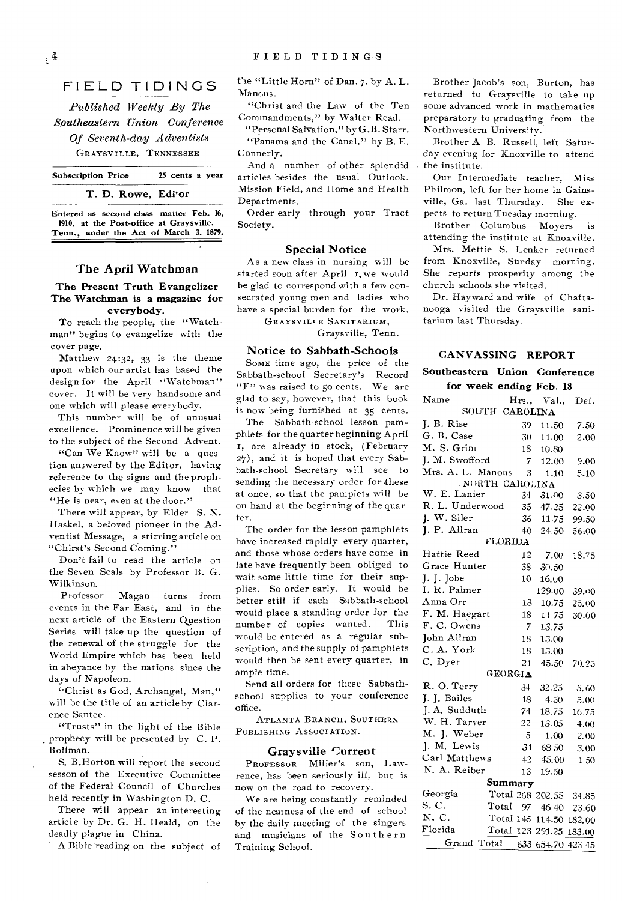# FIELD TIDINGS

*Published Weekly By The Southeastern Union Conference Of Seventh-day Adventists*

GRAYSVILLE, TENNESSEE

**Subscription Price 25 cents a year**

**T. D. Rowe, Editor**

**Entered as second class matter Feb. 16, 1910, at the Post-office at Graysville, Tenn., under the Act of March 3, 1879.**

## The April Watchman

### The Present Truth Evangelizer The Watchman is a magazine for everybody.

To reach the people, the "Watchman" begins to evangelize with the cover page.

Matthew 24:32, 33 is the theme upon which our artist has based the design for the April "Watchman" cover. It will be very handsome and one which will please everybody.

This number will be of unusual excellence. Prominence will be given to the subject of the Second Advent.

"Can We Know" will be a question answered by the Editor, having reference to the signs and the prophecies by which we may know that "He is near, even at the door."

There will appear, by Elder S. N. Haskel, a beloved pioneer in the Adventist Message, a stirring article on "Chirst's Second Coming."

Don't fail to read the article on the Seven Seals by Professor B. G. Wilkinson.

Professor Magan turns from events in the Far East, and in the next article of the Eastern Question Series will take up the question of the renewal of the struggle for the World Empire which has been held in abeyance by the nations since the days of Napoleon.

"Christ as God, Archangel, Man," will be the title of an article by Clarence Santee.

"Trusts" in the light of the Bible prophecy will be presented by C. P. Bollman.

S. B. Horton will report the second sesson of the Executive Committee of the Federal Council of Churches held recently in Washington D. C.

There will appear an interesting article by Dr. G. H. Heald, on the deadly plague in China.

A Bible reading on the subject of the "Little Horn" of Dan. 7. by A. L. Manous.

"Christ and the Law of the Ten Commandments," by Walter Read.

"Personal Salvation," by G. B. Starr.

"Panama and the Canal," by B. E. Connerly.

And a number of other splendid articles besides the usual Outlook. Mission Field, and Home and Health Departments.

Order early through your Tract Society.

## Special Notice

As a new class in nursing will be started soon after April 1, we would be glad to correspond with a few consecrated young men and ladies who have a special burden for the work.

GRAYSVILLE SANITARIUM,
Graysville, Tenn.

## Notice to Sabbath-Schools

SOME time ago, the price of the Sabbath-school Secretary's Record "F" was raised to 50 cents. We are glad to say, however, that this book is now being furnished at 35 cents.

The Sabbath-school lesson pamphlets for the quarter beginning April 1, are already in stock, (February 27), and it is hoped that every Sabbath-school Secretary will see to sending the necessary order for these at once, so that the pamplets will be on hand at the beginning of the quarter.

The order for the lesson pamphlets have increased rapidly every quarter, and those whose orders have come in late have frequently been obliged to wait some little time for their supplies. So order early. It would be better still if each Sabbath-school would place a standing order for the number of copies wanted. This would be entered as a regular subscription, and the supply of pamphlets would then be sent every quarter, in ample time.

Send all orders for these Sabbath-school supplies to your conference office.

ATLANTA BRANCH, SOUTHERN PUBLISHING ASSOCIATION.

## Graysville Current

PROFESSOR Miller's son, Lawrence, has been seriously ill, but is now on the road to recovery.

We are being constantly reminded of the nearness of the end of school by the daily meeting of the singers and musicians of the Southern Training School.

Brother Jacob's son, Burton, has returned to Graysville to take up some advanced work in mathematics preparatory to graduating from the Northwestern University.

Brother A B. Russell, left Saturday evening for Knoxville to attend the institute.

Our Intermediate teacher, Miss Philmon, left for her home in Gainsville, Ga. last Thursday. She expects to return Tuesday morning.

Brother Columbus Moyers is attending the institute at Knoxville.

Mrs. Mettie S. Lenker returned from Knoxville, Sunday morning. She reports prosperity among the church schools she visited.

Dr. Hayward and wife of Chattanooga visited the Graysville sanitarium last Thursday.

## CANVASSING REPORT

### Southeastern Union Conference for week ending Feb. 18

| Name | Hrs., | Val., | Del. |
|---|---|---|---|
| SOUTH CAROLINA | | | |
| J. B. Rise | 39 | 11.50 | 7.50 |
| G. B. Case | 30 | 11.00 | 2.00 |
| M. S. Grim | 18 | 10.80 | |
| J. M. Swofford | 7 | 12.00 | 9.00 |
| Mrs. A. L. Manous | 3 | 1.10 | 5.10 |
| NORTH CAROLINA | | | |
| W. E. Lanier | 34 | 31.00 | 3.50 |
| R. L. Underwood | 35 | 47.25 | 22.00 |
| J. W. Siler | 36 | 11.75 | 99.50 |
| J. P. Allran | 40 | 24.50 | 56.00 |
| FLORIDA | | | |
| Hattie Reed | 12 | 7.00 | 18.75 |
| Grace Hunter | 38 | 30.50 | |
| J. J. Jobe | 10 | 16.00 | |
| I. K. Palmer | | 129.00 | 39.00 |
| Anna Orr | 18 | 10.75 | 25.00 |
| F. M. Haegart | 18 | 14 75 | 30.00 |
| F. C. Owens | 7 | 13.75 | |
| John Allran | 18 | 13.00 | |
| C. A. York | 18 | 13.00 | |
| C. Dyer | 21 | 45.50 | 70.25 |
| GEORGIA | | | |
| R. O. Terry | 34 | 32.25 | 3.60 |
| J. J. Bailes | 48 | 4.50 | 5.00 |
| J. A. Sudduth | 74 | 18.75 | 16.75 |
| W. H. Tarver | 22 | 13.05 | 4.00 |
| M. J. Weber | 5 | 1.00 | 2.00 |
| J. M. Lewis | 34 | 68 50 | 3.00 |
| Carl Matthews | 42 | 45.00 | 1 50 |
| N. A. Reiber | 13 | 19.50 | |
| **Summary** | | | |
| Georgia Total | 268 | 202.55 | 34.85 |
| S. C. Total | 97 | 46.40 | 23.60 |
| N. C. Total | 145 | 114.50 | 182.00 |
| Florida Total | 123 | 291.25 | 183.00 |
| Grand Total | 633 | 654.70 | 423 45 |